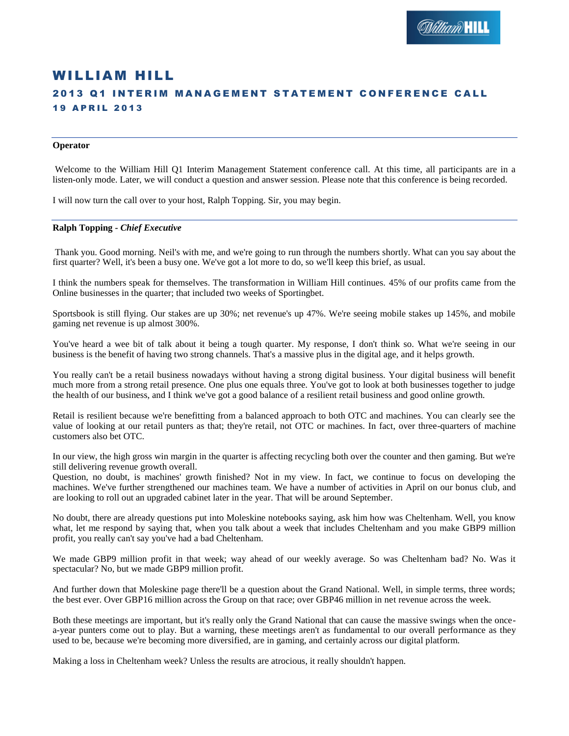# WILLIAM HILL

## 2013 Q1 INTERIM MANAGEMENT STATEMENT CONFERENCE CALL

### 19 APRIL 2013

---

**Operator**

Welcome to the William Hill Q1 Interim Management Statement conference call. At this time, all participants are in a listen-only mode. Later, we will conduct a question and answer session. Please note that this conference is being recorded.

I will now turn the call over to your host, Ralph Topping. Sir, you may begin.

---

**Ralph Topping** - *Chief Executive*

Thank you. Good morning. Neil's with me, and we're going to run through the numbers shortly. What can you say about the first quarter? Well, it's been a busy one. We've got a lot more to do, so we'll keep this brief, as usual.

I think the numbers speak for themselves. The transformation in William Hill continues. 45% of our profits came from the Online businesses in the quarter; that included two weeks of Sportingbet.

Sportsbook is still flying. Our stakes are up 30%; net revenue's up 47%. We're seeing mobile stakes up 145%, and mobile gaming net revenue is up almost 300%.

You've heard a wee bit of talk about it being a tough quarter. My response, I don't think so. What we're seeing in our business is the benefit of having two strong channels. That's a massive plus in the digital age, and it helps growth.

You really can't be a retail business nowadays without having a strong digital business. Your digital business will benefit much more from a strong retail presence. One plus one equals three. You've got to look at both businesses together to judge the health of our business, and I think we've got a good balance of a resilient retail business and good online growth.

Retail is resilient because we're benefitting from a balanced approach to both OTC and machines. You can clearly see the value of looking at our retail punters as that; they're retail, not OTC or machines. In fact, over three-quarters of machine customers also bet OTC.

In our view, the high gross win margin in the quarter is affecting recycling both over the counter and then gaming. But we're still delivering revenue growth overall.

Question, no doubt, is machines' growth finished? Not in my view. In fact, we continue to focus on developing the machines. We've further strengthened our machines team. We have a number of activities in April on our bonus club, and are looking to roll out an upgraded cabinet later in the year. That will be around September.

No doubt, there are already questions put into Moleskine notebooks saying, ask him how was Cheltenham. Well, you know what, let me respond by saying that, when you talk about a week that includes Cheltenham and you make GBP9 million profit, you really can't say you've had a bad Cheltenham.

We made GBP9 million profit in that week; way ahead of our weekly average. So was Cheltenham bad? No. Was it spectacular? No, but we made GBP9 million profit.

And further down that Moleskine page there'll be a question about the Grand National. Well, in simple terms, three words; the best ever. Over GBP16 million across the Group on that race; over GBP46 million in net revenue across the week.

Both these meetings are important, but it's really only the Grand National that can cause the massive swings when the once-a-year punters come out to play. But a warning, these meetings aren't as fundamental to our overall performance as they used to be, because we're becoming more diversified, are in gaming, and certainly across our digital platform.

Making a loss in Cheltenham week? Unless the results are atrocious, it really shouldn't happen.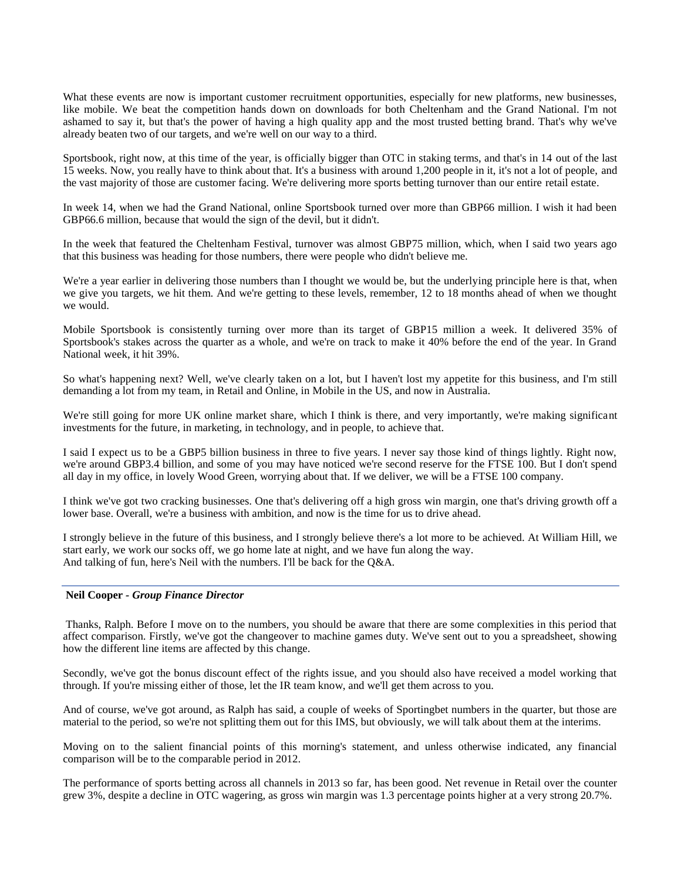What these events are now is important customer recruitment opportunities, especially for new platforms, new businesses, like mobile. We beat the competition hands down on downloads for both Cheltenham and the Grand National. I'm not ashamed to say it, but that's the power of having a high quality app and the most trusted betting brand. That's why we've already beaten two of our targets, and we're well on our way to a third.

Sportsbook, right now, at this time of the year, is officially bigger than OTC in staking terms, and that's in 14 out of the last 15 weeks. Now, you really have to think about that. It's a business with around 1,200 people in it, it's not a lot of people, and the vast majority of those are customer facing. We're delivering more sports betting turnover than our entire retail estate.

In week 14, when we had the Grand National, online Sportsbook turned over more than GBP66 million. I wish it had been GBP66.6 million, because that would the sign of the devil, but it didn't.

In the week that featured the Cheltenham Festival, turnover was almost GBP75 million, which, when I said two years ago that this business was heading for those numbers, there were people who didn't believe me.

We're a year earlier in delivering those numbers than I thought we would be, but the underlying principle here is that, when we give you targets, we hit them. And we're getting to these levels, remember, 12 to 18 months ahead of when we thought we would.

Mobile Sportsbook is consistently turning over more than its target of GBP15 million a week. It delivered 35% of Sportsbook's stakes across the quarter as a whole, and we're on track to make it 40% before the end of the year. In Grand National week, it hit 39%.

So what's happening next? Well, we've clearly taken on a lot, but I haven't lost my appetite for this business, and I'm still demanding a lot from my team, in Retail and Online, in Mobile in the US, and now in Australia.

We're still going for more UK online market share, which I think is there, and very importantly, we're making significant investments for the future, in marketing, in technology, and in people, to achieve that.

I said I expect us to be a GBP5 billion business in three to five years. I never say those kind of things lightly. Right now, we're around GBP3.4 billion, and some of you may have noticed we're second reserve for the FTSE 100. But I don't spend all day in my office, in lovely Wood Green, worrying about that. If we deliver, we will be a FTSE 100 company.

I think we've got two cracking businesses. One that's delivering off a high gross win margin, one that's driving growth off a lower base. Overall, we're a business with ambition, and now is the time for us to drive ahead.

I strongly believe in the future of this business, and I strongly believe there's a lot more to be achieved. At William Hill, we start early, we work our socks off, we go home late at night, and we have fun along the way.
And talking of fun, here's Neil with the numbers. I'll be back for the Q&A.

---

**Neil Cooper** - ***Group Finance Director***

Thanks, Ralph. Before I move on to the numbers, you should be aware that there are some complexities in this period that affect comparison. Firstly, we've got the changeover to machine games duty. We've sent out to you a spreadsheet, showing how the different line items are affected by this change.

Secondly, we've got the bonus discount effect of the rights issue, and you should also have received a model working that through. If you're missing either of those, let the IR team know, and we'll get them across to you.

And of course, we've got around, as Ralph has said, a couple of weeks of Sportingbet numbers in the quarter, but those are material to the period, so we're not splitting them out for this IMS, but obviously, we will talk about them at the interims.

Moving on to the salient financial points of this morning's statement, and unless otherwise indicated, any financial comparison will be to the comparable period in 2012.

The performance of sports betting across all channels in 2013 so far, has been good. Net revenue in Retail over the counter grew 3%, despite a decline in OTC wagering, as gross win margin was 1.3 percentage points higher at a very strong 20.7%.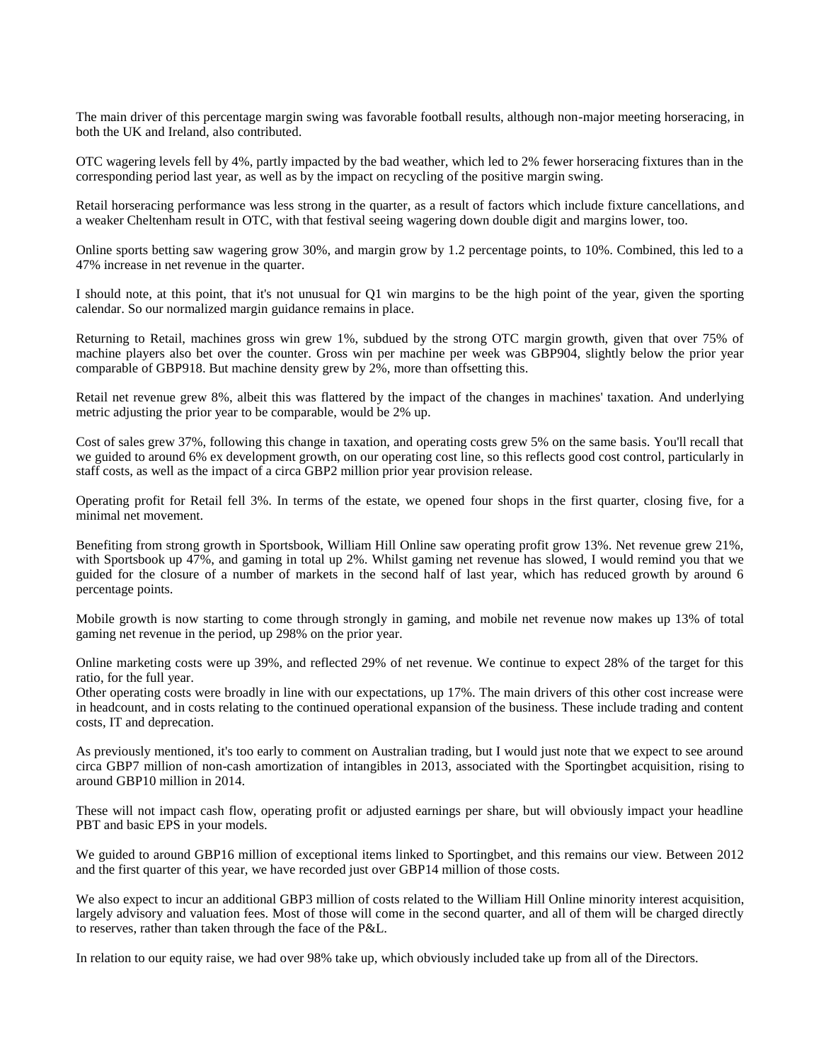The main driver of this percentage margin swing was favorable football results, although non-major meeting horseracing, in both the UK and Ireland, also contributed.

OTC wagering levels fell by 4%, partly impacted by the bad weather, which led to 2% fewer horseracing fixtures than in the corresponding period last year, as well as by the impact on recycling of the positive margin swing.

Retail horseracing performance was less strong in the quarter, as a result of factors which include fixture cancellations, and a weaker Cheltenham result in OTC, with that festival seeing wagering down double digit and margins lower, too.

Online sports betting saw wagering grow 30%, and margin grow by 1.2 percentage points, to 10%. Combined, this led to a 47% increase in net revenue in the quarter.

I should note, at this point, that it's not unusual for Q1 win margins to be the high point of the year, given the sporting calendar. So our normalized margin guidance remains in place.

Returning to Retail, machines gross win grew 1%, subdued by the strong OTC margin growth, given that over 75% of machine players also bet over the counter. Gross win per machine per week was GBP904, slightly below the prior year comparable of GBP918. But machine density grew by 2%, more than offsetting this.

Retail net revenue grew 8%, albeit this was flattered by the impact of the changes in machines' taxation. And underlying metric adjusting the prior year to be comparable, would be 2% up.

Cost of sales grew 37%, following this change in taxation, and operating costs grew 5% on the same basis. You'll recall that we guided to around 6% ex development growth, on our operating cost line, so this reflects good cost control, particularly in staff costs, as well as the impact of a circa GBP2 million prior year provision release.

Operating profit for Retail fell 3%. In terms of the estate, we opened four shops in the first quarter, closing five, for a minimal net movement.

Benefiting from strong growth in Sportsbook, William Hill Online saw operating profit grow 13%. Net revenue grew 21%, with Sportsbook up 47%, and gaming in total up 2%. Whilst gaming net revenue has slowed, I would remind you that we guided for the closure of a number of markets in the second half of last year, which has reduced growth by around 6 percentage points.

Mobile growth is now starting to come through strongly in gaming, and mobile net revenue now makes up 13% of total gaming net revenue in the period, up 298% on the prior year.

Online marketing costs were up 39%, and reflected 29% of net revenue. We continue to expect 28% of the target for this ratio, for the full year.
Other operating costs were broadly in line with our expectations, up 17%. The main drivers of this other cost increase were in headcount, and in costs relating to the continued operational expansion of the business. These include trading and content costs, IT and deprecation.

As previously mentioned, it's too early to comment on Australian trading, but I would just note that we expect to see around circa GBP7 million of non-cash amortization of intangibles in 2013, associated with the Sportingbet acquisition, rising to around GBP10 million in 2014.

These will not impact cash flow, operating profit or adjusted earnings per share, but will obviously impact your headline PBT and basic EPS in your models.

We guided to around GBP16 million of exceptional items linked to Sportingbet, and this remains our view. Between 2012 and the first quarter of this year, we have recorded just over GBP14 million of those costs.

We also expect to incur an additional GBP3 million of costs related to the William Hill Online minority interest acquisition, largely advisory and valuation fees. Most of those will come in the second quarter, and all of them will be charged directly to reserves, rather than taken through the face of the P&L.

In relation to our equity raise, we had over 98% take up, which obviously included take up from all of the Directors.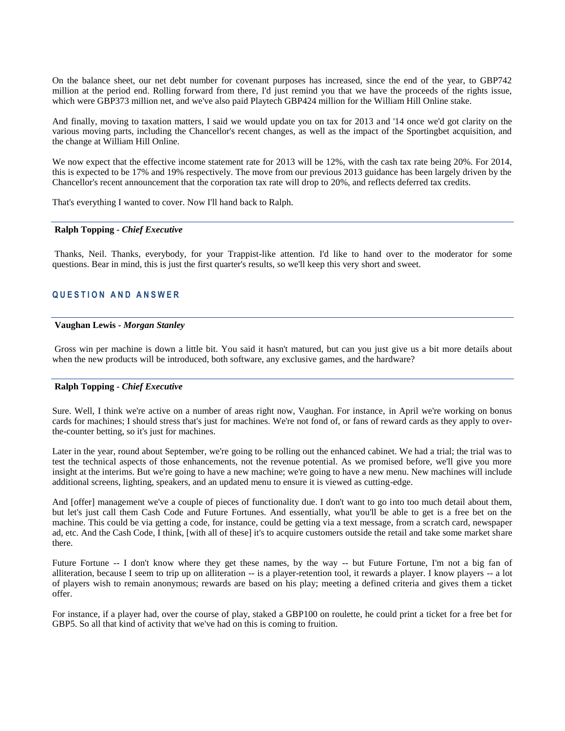On the balance sheet, our net debt number for covenant purposes has increased, since the end of the year, to GBP742 million at the period end. Rolling forward from there, I'd just remind you that we have the proceeds of the rights issue, which were GBP373 million net, and we've also paid Playtech GBP424 million for the William Hill Online stake.

And finally, moving to taxation matters, I said we would update you on tax for 2013 and '14 once we'd got clarity on the various moving parts, including the Chancellor's recent changes, as well as the impact of the Sportingbet acquisition, and the change at William Hill Online.

We now expect that the effective income statement rate for 2013 will be 12%, with the cash tax rate being 20%. For 2014, this is expected to be 17% and 19% respectively. The move from our previous 2013 guidance has been largely driven by the Chancellor's recent announcement that the corporation tax rate will drop to 20%, and reflects deferred tax credits.

That's everything I wanted to cover. Now I'll hand back to Ralph.

---

**Ralph Topping** - ***Chief Executive***

Thanks, Neil. Thanks, everybody, for your Trappist-like attention. I'd like to hand over to the moderator for some questions. Bear in mind, this is just the first quarter's results, so we'll keep this very short and sweet.

## QUESTION AND ANSWER

---

**Vaughan Lewis** - ***Morgan Stanley***

Gross win per machine is down a little bit. You said it hasn't matured, but can you just give us a bit more details about when the new products will be introduced, both software, any exclusive games, and the hardware?

---

**Ralph Topping** - ***Chief Executive***

Sure. Well, I think we're active on a number of areas right now, Vaughan. For instance, in April we're working on bonus cards for machines; I should stress that's just for machines. We're not fond of, or fans of reward cards as they apply to over-the-counter betting, so it's just for machines.

Later in the year, round about September, we're going to be rolling out the enhanced cabinet. We had a trial; the trial was to test the technical aspects of those enhancements, not the revenue potential. As we promised before, we'll give you more insight at the interims. But we're going to have a new machine; we're going to have a new menu. New machines will include additional screens, lighting, speakers, and an updated menu to ensure it is viewed as cutting-edge.

And [offer] management we've a couple of pieces of functionality due. I don't want to go into too much detail about them, but let's just call them Cash Code and Future Fortunes. And essentially, what you'll be able to get is a free bet on the machine. This could be via getting a code, for instance, could be getting via a text message, from a scratch card, newspaper ad, etc. And the Cash Code, I think, [with all of these] it's to acquire customers outside the retail and take some market share there.

Future Fortune -- I don't know where they get these names, by the way -- but Future Fortune, I'm not a big fan of alliteration, because I seem to trip up on alliteration -- is a player-retention tool, it rewards a player. I know players -- a lot of players wish to remain anonymous; rewards are based on his play; meeting a defined criteria and gives them a ticket offer.

For instance, if a player had, over the course of play, staked a GBP100 on roulette, he could print a ticket for a free bet for GBP5. So all that kind of activity that we've had on this is coming to fruition.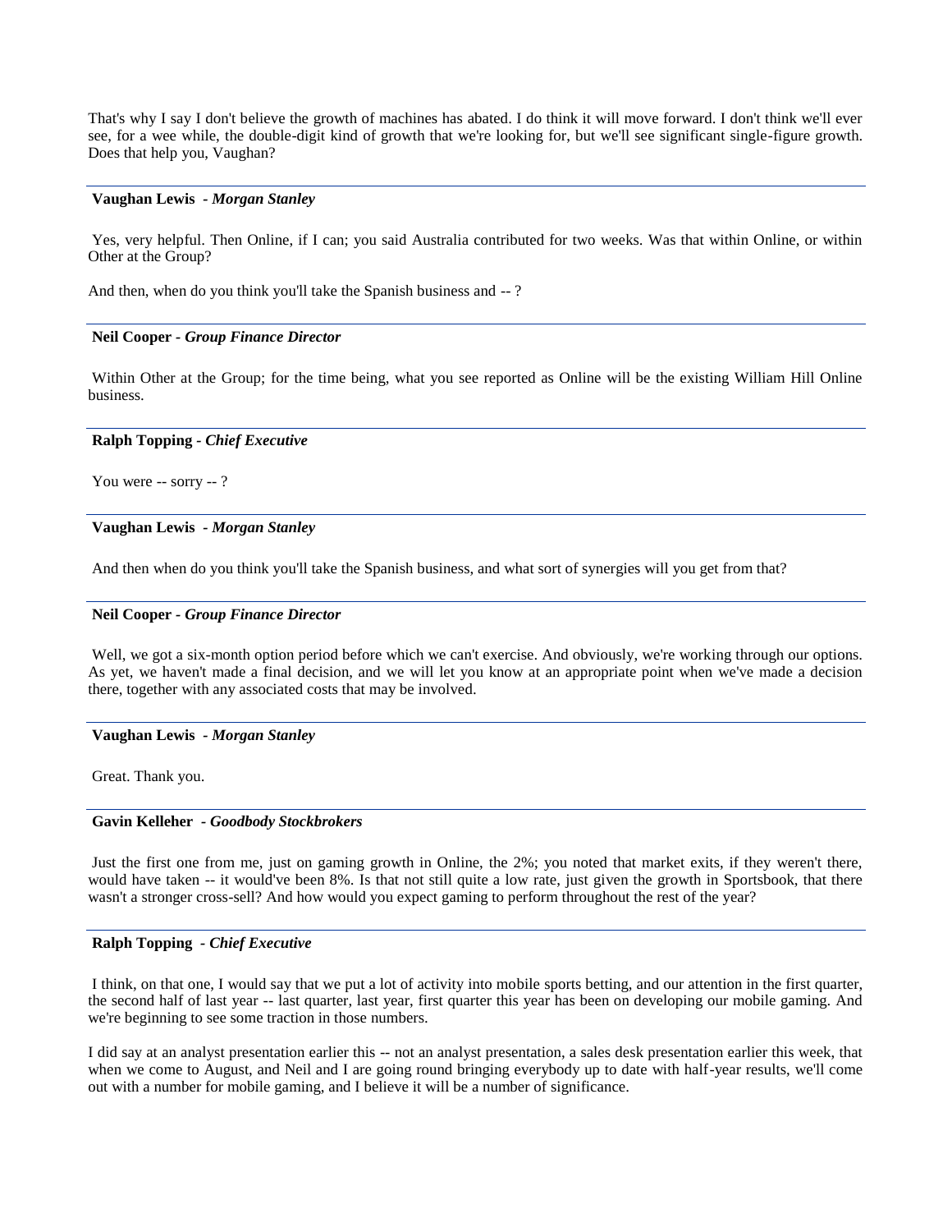That's why I say I don't believe the growth of machines has abated. I do think it will move forward. I don't think we'll ever see, for a wee while, the double-digit kind of growth that we're looking for, but we'll see significant single-figure growth. Does that help you, Vaughan?

---

**Vaughan Lewis** - *Morgan Stanley*

Yes, very helpful. Then Online, if I can; you said Australia contributed for two weeks. Was that within Online, or within Other at the Group?

And then, when do you think you'll take the Spanish business and -- ?

---

**Neil Cooper** - *Group Finance Director*

Within Other at the Group; for the time being, what you see reported as Online will be the existing William Hill Online business.

---

**Ralph Topping** - *Chief Executive*

You were -- sorry -- ?

---

**Vaughan Lewis** - *Morgan Stanley*

And then when do you think you'll take the Spanish business, and what sort of synergies will you get from that?

---

**Neil Cooper** - *Group Finance Director*

Well, we got a six-month option period before which we can't exercise. And obviously, we're working through our options. As yet, we haven't made a final decision, and we will let you know at an appropriate point when we've made a decision there, together with any associated costs that may be involved.

---

**Vaughan Lewis** - *Morgan Stanley*

Great. Thank you.

---

**Gavin Kelleher** - *Goodbody Stockbrokers*

Just the first one from me, just on gaming growth in Online, the 2%; you noted that market exits, if they weren't there, would have taken -- it would've been 8%. Is that not still quite a low rate, just given the growth in Sportsbook, that there wasn't a stronger cross-sell? And how would you expect gaming to perform throughout the rest of the year?

---

**Ralph Topping** - *Chief Executive*

I think, on that one, I would say that we put a lot of activity into mobile sports betting, and our attention in the first quarter, the second half of last year -- last quarter, last year, first quarter this year has been on developing our mobile gaming. And we're beginning to see some traction in those numbers.

I did say at an analyst presentation earlier this -- not an analyst presentation, a sales desk presentation earlier this week, that when we come to August, and Neil and I are going round bringing everybody up to date with half-year results, we'll come out with a number for mobile gaming, and I believe it will be a number of significance.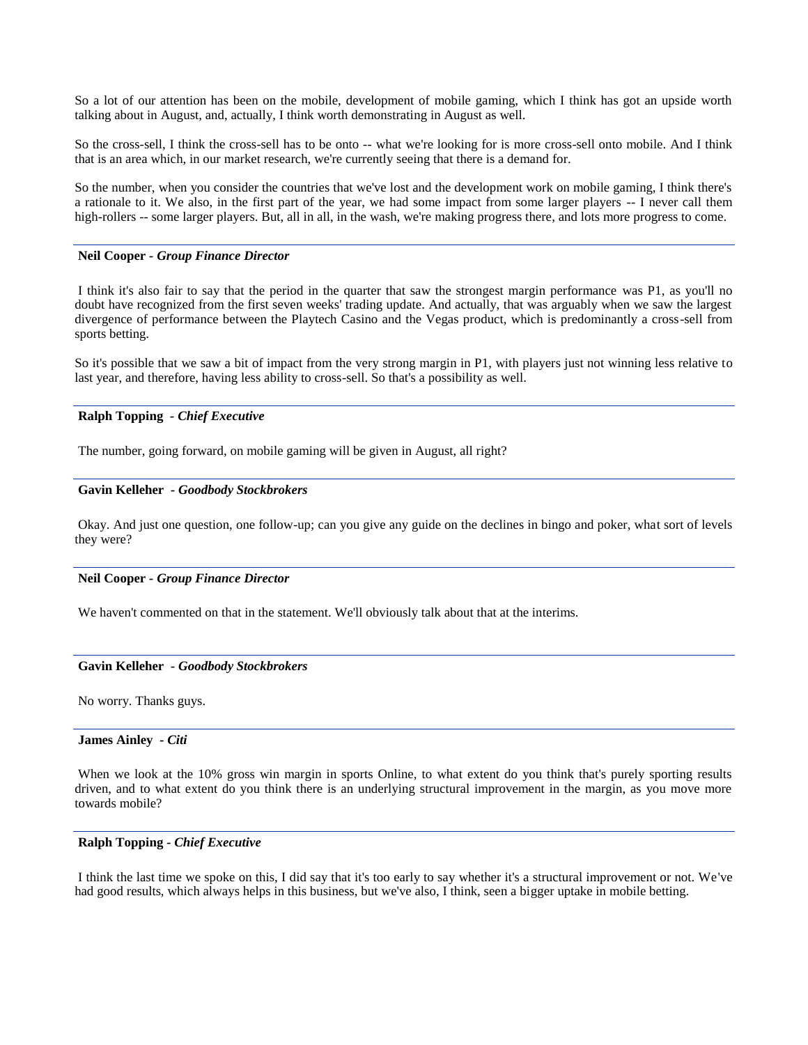So a lot of our attention has been on the mobile, development of mobile gaming, which I think has got an upside worth talking about in August, and, actually, I think worth demonstrating in August as well.

So the cross-sell, I think the cross-sell has to be onto -- what we're looking for is more cross-sell onto mobile. And I think that is an area which, in our market research, we're currently seeing that there is a demand for.

So the number, when you consider the countries that we've lost and the development work on mobile gaming, I think there's a rationale to it. We also, in the first part of the year, we had some impact from some larger players -- I never call them high-rollers -- some larger players. But, all in all, in the wash, we're making progress there, and lots more progress to come.

---

**Neil Cooper** - ***Group Finance Director***

I think it's also fair to say that the period in the quarter that saw the strongest margin performance was P1, as you'll no doubt have recognized from the first seven weeks' trading update. And actually, that was arguably when we saw the largest divergence of performance between the Playtech Casino and the Vegas product, which is predominantly a cross-sell from sports betting.

So it's possible that we saw a bit of impact from the very strong margin in P1, with players just not winning less relative to last year, and therefore, having less ability to cross-sell. So that's a possibility as well.

---

**Ralph Topping** - ***Chief Executive***

The number, going forward, on mobile gaming will be given in August, all right?

---

**Gavin Kelleher** - ***Goodbody Stockbrokers***

Okay. And just one question, one follow-up; can you give any guide on the declines in bingo and poker, what sort of levels they were?

---

**Neil Cooper** - ***Group Finance Director***

We haven't commented on that in the statement. We'll obviously talk about that at the interims.

---

**Gavin Kelleher** - ***Goodbody Stockbrokers***

No worry. Thanks guys.

---

**James Ainley** - ***Citi***

When we look at the 10% gross win margin in sports Online, to what extent do you think that's purely sporting results driven, and to what extent do you think there is an underlying structural improvement in the margin, as you move more towards mobile?

---

**Ralph Topping** - ***Chief Executive***

I think the last time we spoke on this, I did say that it's too early to say whether it's a structural improvement or not. We've had good results, which always helps in this business, but we've also, I think, seen a bigger uptake in mobile betting.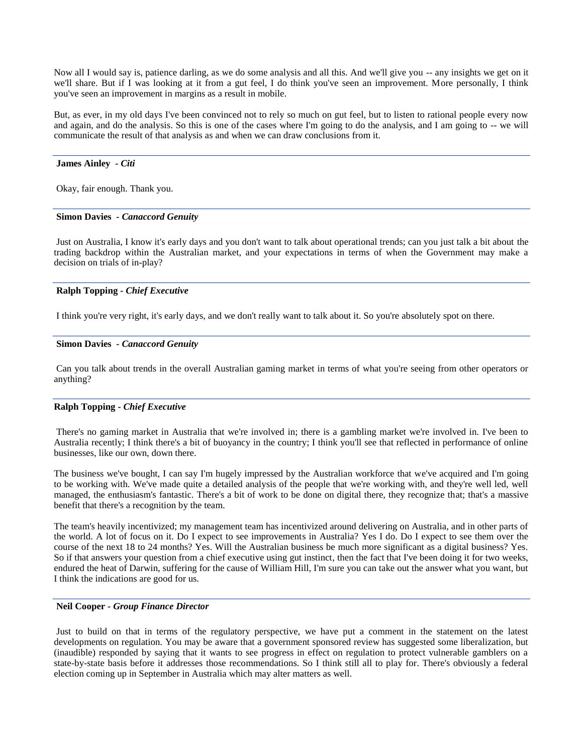Now all I would say is, patience darling, as we do some analysis and all this. And we'll give you -- any insights we get on it we'll share. But if I was looking at it from a gut feel, I do think you've seen an improvement. More personally, I think you've seen an improvement in margins as a result in mobile.

But, as ever, in my old days I've been convinced not to rely so much on gut feel, but to listen to rational people every now and again, and do the analysis. So this is one of the cases where I'm going to do the analysis, and I am going to -- we will communicate the result of that analysis as and when we can draw conclusions from it.

---

**James Ainley** - *Citi*

Okay, fair enough. Thank you.

---

**Simon Davies** - *Canaccord Genuity*

Just on Australia, I know it's early days and you don't want to talk about operational trends; can you just talk a bit about the trading backdrop within the Australian market, and your expectations in terms of when the Government may make a decision on trials of in-play?

---

**Ralph Topping** - *Chief Executive*

I think you're very right, it's early days, and we don't really want to talk about it. So you're absolutely spot on there.

---

**Simon Davies** - *Canaccord Genuity*

Can you talk about trends in the overall Australian gaming market in terms of what you're seeing from other operators or anything?

---

**Ralph Topping** - *Chief Executive*

There's no gaming market in Australia that we're involved in; there is a gambling market we're involved in. I've been to Australia recently; I think there's a bit of buoyancy in the country; I think you'll see that reflected in performance of online businesses, like our own, down there.

The business we've bought, I can say I'm hugely impressed by the Australian workforce that we've acquired and I'm going to be working with. We've made quite a detailed analysis of the people that we're working with, and they're well led, well managed, the enthusiasm's fantastic. There's a bit of work to be done on digital there, they recognize that; that's a massive benefit that there's a recognition by the team.

The team's heavily incentivized; my management team has incentivized around delivering on Australia, and in other parts of the world. A lot of focus on it. Do I expect to see improvements in Australia? Yes I do. Do I expect to see them over the course of the next 18 to 24 months? Yes. Will the Australian business be much more significant as a digital business? Yes. So if that answers your question from a chief executive using gut instinct, then the fact that I've been doing it for two weeks, endured the heat of Darwin, suffering for the cause of William Hill, I'm sure you can take out the answer what you want, but I think the indications are good for us.

---

**Neil Cooper** - *Group Finance Director*

Just to build on that in terms of the regulatory perspective, we have put a comment in the statement on the latest developments on regulation. You may be aware that a government sponsored review has suggested some liberalization, but (inaudible) responded by saying that it wants to see progress in effect on regulation to protect vulnerable gamblers on a state-by-state basis before it addresses those recommendations. So I think still all to play for. There's obviously a federal election coming up in September in Australia which may alter matters as well.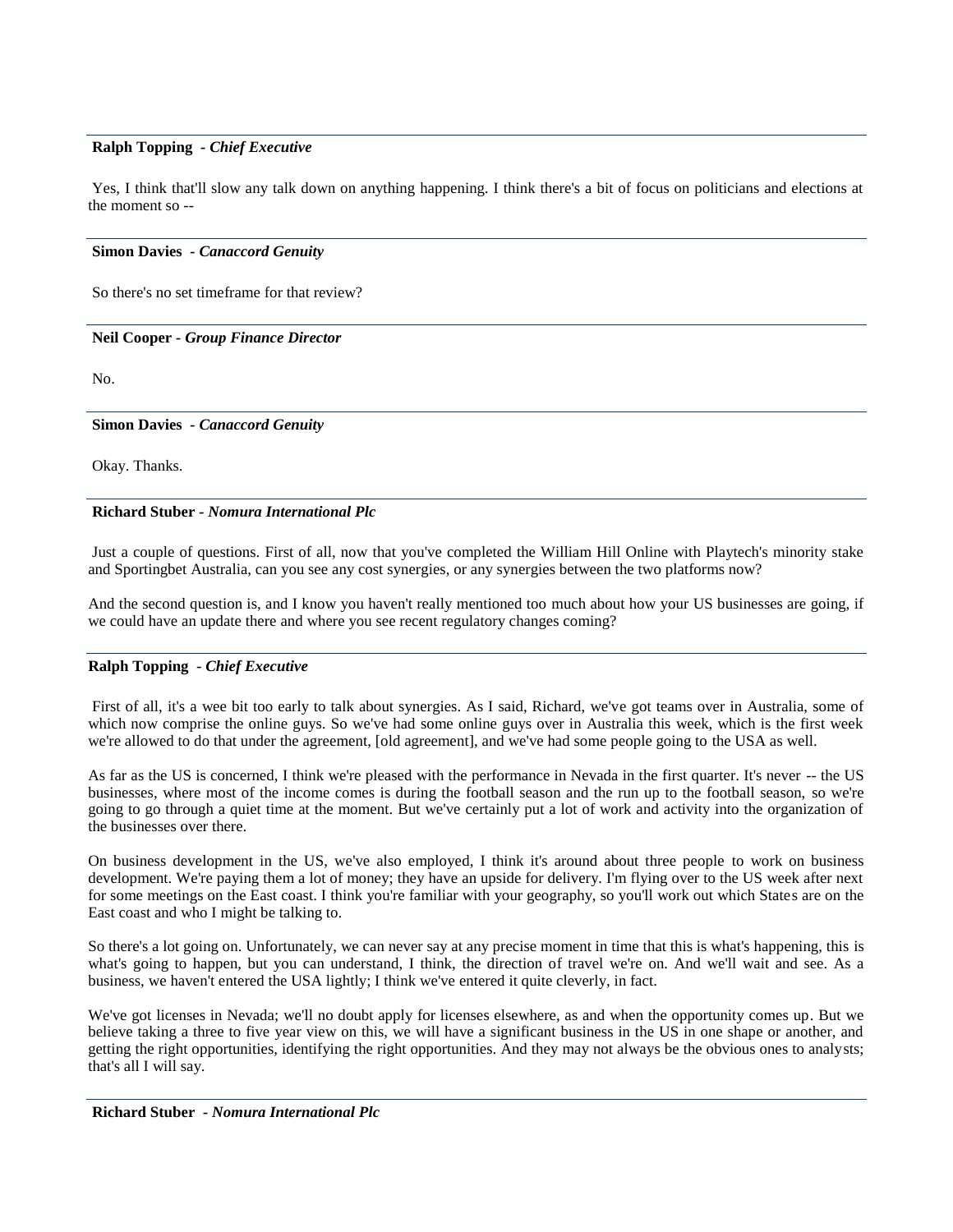**Ralph Topping** - *Chief Executive*

Yes, I think that'll slow any talk down on anything happening. I think there's a bit of focus on politicians and elections at the moment so --

---

**Simon Davies** - *Canaccord Genuity*

So there's no set timeframe for that review?

---

**Neil Cooper** - *Group Finance Director*

No.

---

**Simon Davies** - *Canaccord Genuity*

Okay. Thanks.

---

**Richard Stuber** - *Nomura International Plc*

Just a couple of questions. First of all, now that you've completed the William Hill Online with Playtech's minority stake and Sportingbet Australia, can you see any cost synergies, or any synergies between the two platforms now?

And the second question is, and I know you haven't really mentioned too much about how your US businesses are going, if we could have an update there and where you see recent regulatory changes coming?

---

**Ralph Topping** - *Chief Executive*

First of all, it's a wee bit too early to talk about synergies. As I said, Richard, we've got teams over in Australia, some of which now comprise the online guys. So we've had some online guys over in Australia this week, which is the first week we're allowed to do that under the agreement, [old agreement], and we've had some people going to the USA as well.

As far as the US is concerned, I think we're pleased with the performance in Nevada in the first quarter. It's never -- the US businesses, where most of the income comes is during the football season and the run up to the football season, so we're going to go through a quiet time at the moment. But we've certainly put a lot of work and activity into the organization of the businesses over there.

On business development in the US, we've also employed, I think it's around about three people to work on business development. We're paying them a lot of money; they have an upside for delivery. I'm flying over to the US week after next for some meetings on the East coast. I think you're familiar with your geography, so you'll work out which States are on the East coast and who I might be talking to.

So there's a lot going on. Unfortunately, we can never say at any precise moment in time that this is what's happening, this is what's going to happen, but you can understand, I think, the direction of travel we're on. And we'll wait and see. As a business, we haven't entered the USA lightly; I think we've entered it quite cleverly, in fact.

We've got licenses in Nevada; we'll no doubt apply for licenses elsewhere, as and when the opportunity comes up. But we believe taking a three to five year view on this, we will have a significant business in the US in one shape or another, and getting the right opportunities, identifying the right opportunities. And they may not always be the obvious ones to analysts; that's all I will say.

---

**Richard Stuber** - *Nomura International Plc*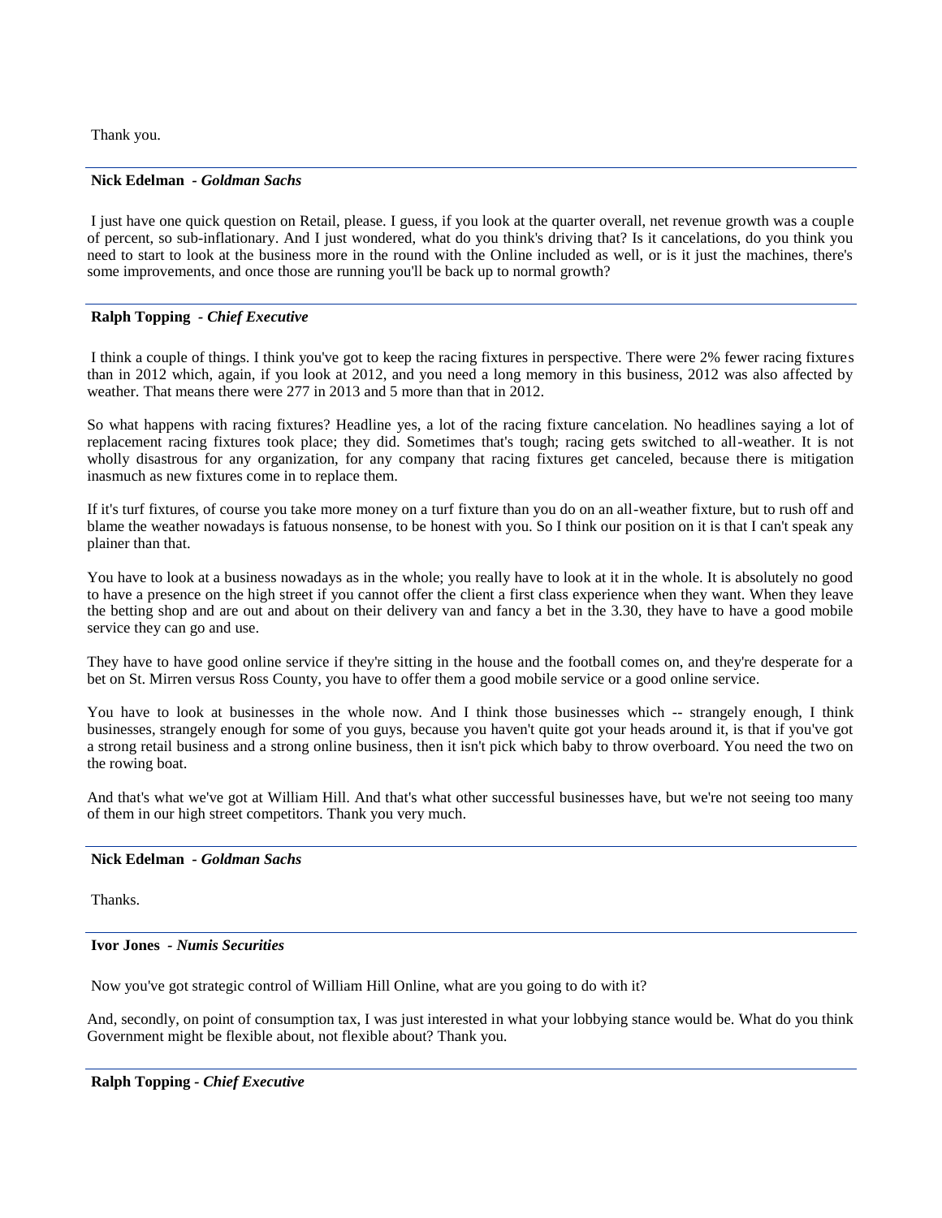Thank you.

**Nick Edelman** - ***Goldman Sachs***

I just have one quick question on Retail, please. I guess, if you look at the quarter overall, net revenue growth was a couple of percent, so sub-inflationary. And I just wondered, what do you think's driving that? Is it cancelations, do you think you need to start to look at the business more in the round with the Online included as well, or is it just the machines, there's some improvements, and once those are running you'll be back up to normal growth?

**Ralph Topping** - ***Chief Executive***

I think a couple of things. I think you've got to keep the racing fixtures in perspective. There were 2% fewer racing fixtures than in 2012 which, again, if you look at 2012, and you need a long memory in this business, 2012 was also affected by weather. That means there were 277 in 2013 and 5 more than that in 2012.

So what happens with racing fixtures? Headline yes, a lot of the racing fixture cancelation. No headlines saying a lot of replacement racing fixtures took place; they did. Sometimes that's tough; racing gets switched to all-weather. It is not wholly disastrous for any organization, for any company that racing fixtures get canceled, because there is mitigation inasmuch as new fixtures come in to replace them.

If it's turf fixtures, of course you take more money on a turf fixture than you do on an all-weather fixture, but to rush off and blame the weather nowadays is fatuous nonsense, to be honest with you. So I think our position on it is that I can't speak any plainer than that.

You have to look at a business nowadays as in the whole; you really have to look at it in the whole. It is absolutely no good to have a presence on the high street if you cannot offer the client a first class experience when they want. When they leave the betting shop and are out and about on their delivery van and fancy a bet in the 3.30, they have to have a good mobile service they can go and use.

They have to have good online service if they're sitting in the house and the football comes on, and they're desperate for a bet on St. Mirren versus Ross County, you have to offer them a good mobile service or a good online service.

You have to look at businesses in the whole now. And I think those businesses which -- strangely enough, I think businesses, strangely enough for some of you guys, because you haven't quite got your heads around it, is that if you've got a strong retail business and a strong online business, then it isn't pick which baby to throw overboard. You need the two on the rowing boat.

And that's what we've got at William Hill. And that's what other successful businesses have, but we're not seeing too many of them in our high street competitors. Thank you very much.

**Nick Edelman** - ***Goldman Sachs***

Thanks.

**Ivor Jones** - ***Numis Securities***

Now you've got strategic control of William Hill Online, what are you going to do with it?

And, secondly, on point of consumption tax, I was just interested in what your lobbying stance would be. What do you think Government might be flexible about, not flexible about? Thank you.

**Ralph Topping** - ***Chief Executive***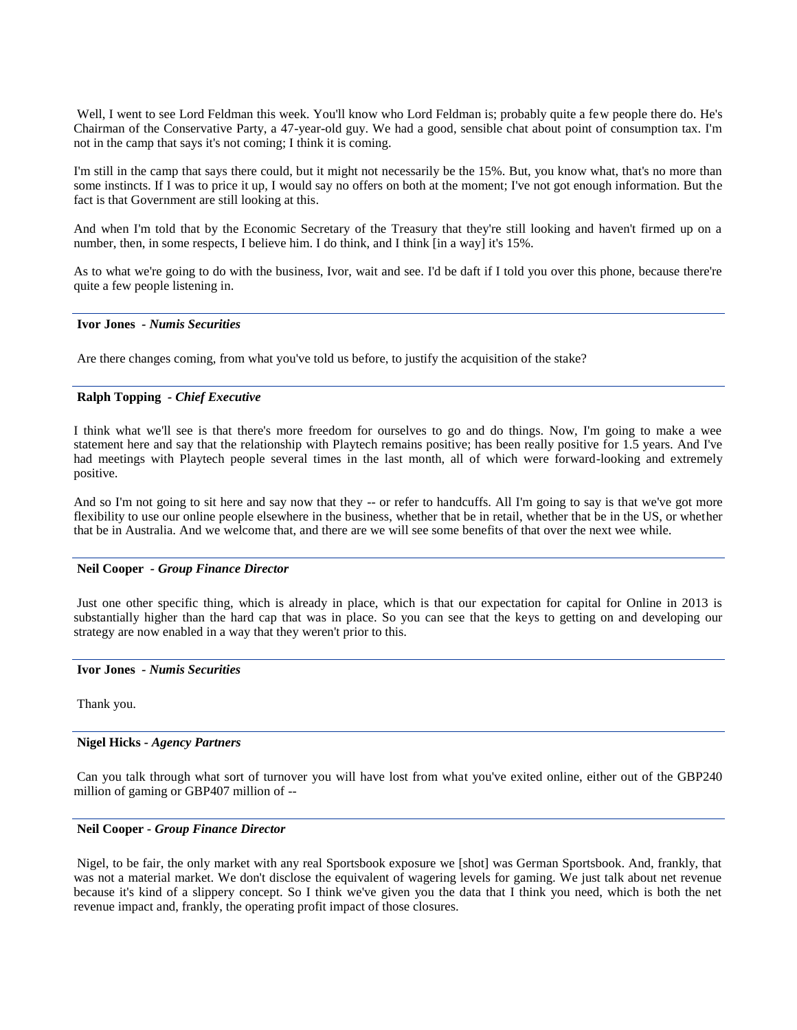Well, I went to see Lord Feldman this week. You'll know who Lord Feldman is; probably quite a few people there do. He's Chairman of the Conservative Party, a 47-year-old guy. We had a good, sensible chat about point of consumption tax. I'm not in the camp that says it's not coming; I think it is coming.

I'm still in the camp that says there could, but it might not necessarily be the 15%. But, you know what, that's no more than some instincts. If I was to price it up, I would say no offers on both at the moment; I've not got enough information. But the fact is that Government are still looking at this.

And when I'm told that by the Economic Secretary of the Treasury that they're still looking and haven't firmed up on a number, then, in some respects, I believe him. I do think, and I think [in a way] it's 15%.

As to what we're going to do with the business, Ivor, wait and see. I'd be daft if I told you over this phone, because there're quite a few people listening in.

**Ivor Jones** - ***Numis Securities***

Are there changes coming, from what you've told us before, to justify the acquisition of the stake?

**Ralph Topping** - ***Chief Executive***

I think what we'll see is that there's more freedom for ourselves to go and do things. Now, I'm going to make a wee statement here and say that the relationship with Playtech remains positive; has been really positive for 1.5 years. And I've had meetings with Playtech people several times in the last month, all of which were forward-looking and extremely positive.

And so I'm not going to sit here and say now that they -- or refer to handcuffs. All I'm going to say is that we've got more flexibility to use our online people elsewhere in the business, whether that be in retail, whether that be in the US, or whether that be in Australia. And we welcome that, and there are we will see some benefits of that over the next wee while.

**Neil Cooper** - ***Group Finance Director***

Just one other specific thing, which is already in place, which is that our expectation for capital for Online in 2013 is substantially higher than the hard cap that was in place. So you can see that the keys to getting on and developing our strategy are now enabled in a way that they weren't prior to this.

**Ivor Jones** - ***Numis Securities***

Thank you.

**Nigel Hicks** - ***Agency Partners***

Can you talk through what sort of turnover you will have lost from what you've exited online, either out of the GBP240 million of gaming or GBP407 million of --

**Neil Cooper** - ***Group Finance Director***

Nigel, to be fair, the only market with any real Sportsbook exposure we [shot] was German Sportsbook. And, frankly, that was not a material market. We don't disclose the equivalent of wagering levels for gaming. We just talk about net revenue because it's kind of a slippery concept. So I think we've given you the data that I think you need, which is both the net revenue impact and, frankly, the operating profit impact of those closures.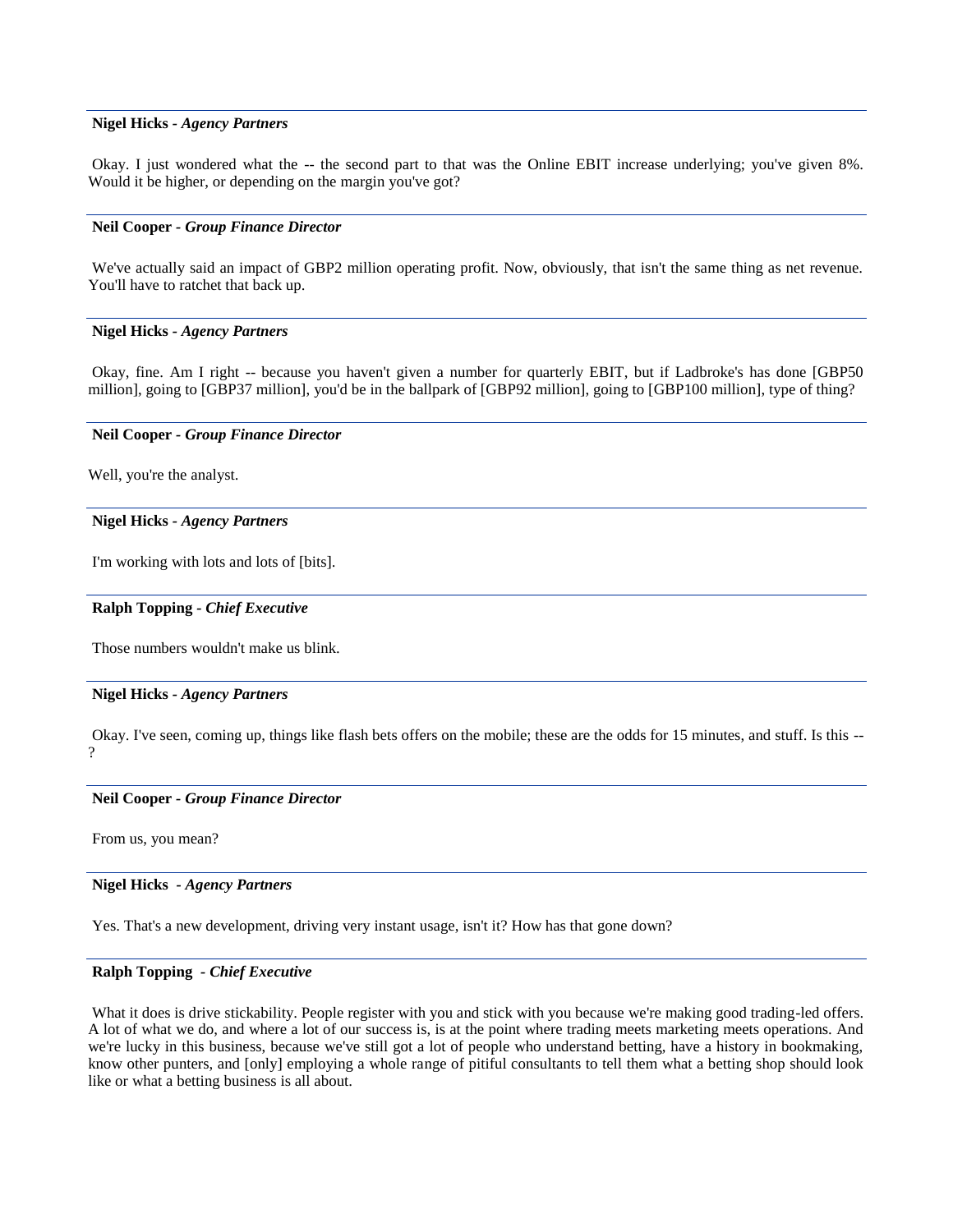**Nigel Hicks** - *Agency Partners*

Okay. I just wondered what the -- the second part to that was the Online EBIT increase underlying; you've given 8%. Would it be higher, or depending on the margin you've got?

---

**Neil Cooper** - *Group Finance Director*

We've actually said an impact of GBP2 million operating profit. Now, obviously, that isn't the same thing as net revenue. You'll have to ratchet that back up.

---

**Nigel Hicks** - *Agency Partners*

Okay, fine. Am I right -- because you haven't given a number for quarterly EBIT, but if Ladbroke's has done [GBP50 million], going to [GBP37 million], you'd be in the ballpark of [GBP92 million], going to [GBP100 million], type of thing?

---

**Neil Cooper** - *Group Finance Director*

Well, you're the analyst.

---

**Nigel Hicks** - *Agency Partners*

I'm working with lots and lots of [bits].

---

**Ralph Topping** - *Chief Executive*

Those numbers wouldn't make us blink.

---

**Nigel Hicks** - *Agency Partners*

Okay. I've seen, coming up, things like flash bets offers on the mobile; these are the odds for 15 minutes, and stuff. Is this -- ?

---

**Neil Cooper** - *Group Finance Director*

From us, you mean?

---

**Nigel Hicks** - *Agency Partners*

Yes. That's a new development, driving very instant usage, isn't it? How has that gone down?

---

**Ralph Topping** - *Chief Executive*

What it does is drive stickability. People register with you and stick with you because we're making good trading-led offers. A lot of what we do, and where a lot of our success is, is at the point where trading meets marketing meets operations. And we're lucky in this business, because we've still got a lot of people who understand betting, have a history in bookmaking, know other punters, and [only] employing a whole range of pitiful consultants to tell them what a betting shop should look like or what a betting business is all about.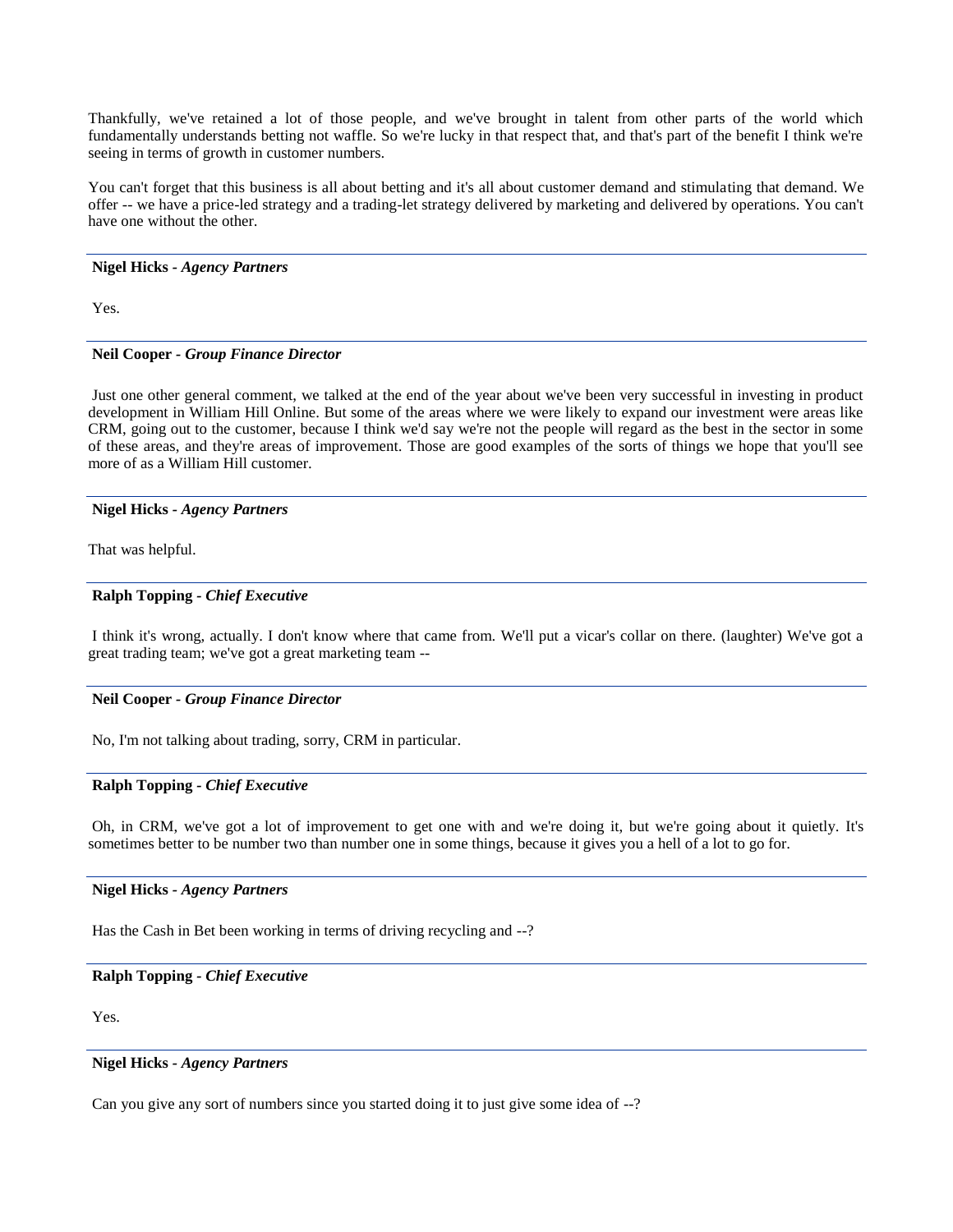Thankfully, we've retained a lot of those people, and we've brought in talent from other parts of the world which fundamentally understands betting not waffle. So we're lucky in that respect that, and that's part of the benefit I think we're seeing in terms of growth in customer numbers.

You can't forget that this business is all about betting and it's all about customer demand and stimulating that demand. We offer -- we have a price-led strategy and a trading-let strategy delivered by marketing and delivered by operations. You can't have one without the other.

---

**Nigel Hicks** - ***Agency Partners***

Yes.

---

**Neil Cooper** - ***Group Finance Director***

Just one other general comment, we talked at the end of the year about we've been very successful in investing in product development in William Hill Online. But some of the areas where we were likely to expand our investment were areas like CRM, going out to the customer, because I think we'd say we're not the people will regard as the best in the sector in some of these areas, and they're areas of improvement. Those are good examples of the sorts of things we hope that you'll see more of as a William Hill customer.

---

**Nigel Hicks** - ***Agency Partners***

That was helpful.

---

**Ralph Topping** - ***Chief Executive***

I think it's wrong, actually. I don't know where that came from. We'll put a vicar's collar on there. (laughter) We've got a great trading team; we've got a great marketing team --

---

**Neil Cooper** - ***Group Finance Director***

No, I'm not talking about trading, sorry, CRM in particular.

---

**Ralph Topping** - ***Chief Executive***

Oh, in CRM, we've got a lot of improvement to get one with and we're doing it, but we're going about it quietly. It's sometimes better to be number two than number one in some things, because it gives you a hell of a lot to go for.

---

**Nigel Hicks** - ***Agency Partners***

Has the Cash in Bet been working in terms of driving recycling and --?

---

**Ralph Topping** - ***Chief Executive***

Yes.

---

**Nigel Hicks** - ***Agency Partners***

Can you give any sort of numbers since you started doing it to just give some idea of --?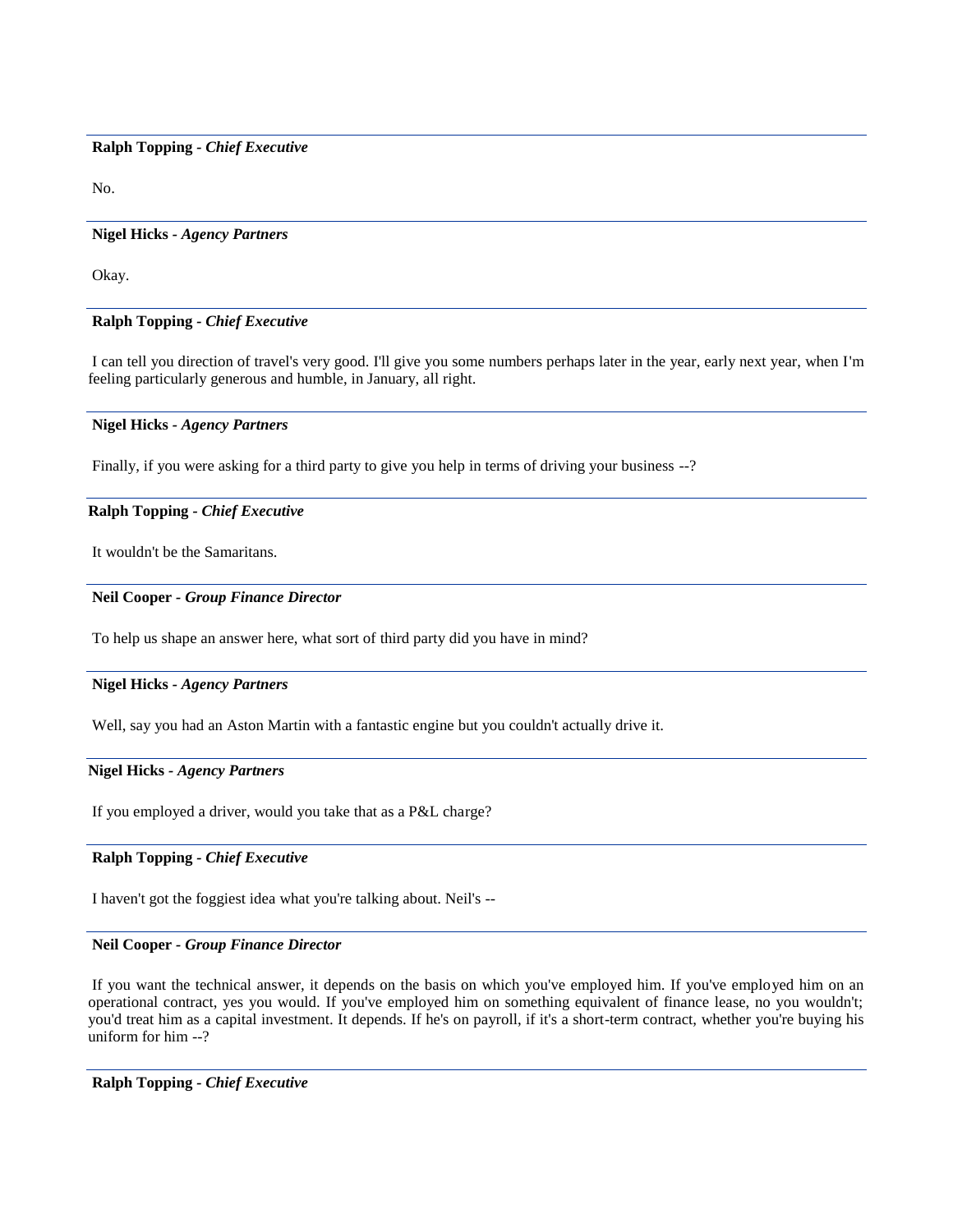**Ralph Topping** - *Chief Executive*

No.

**Nigel Hicks** - *Agency Partners*

Okay.

**Ralph Topping** - *Chief Executive*

I can tell you direction of travel's very good. I'll give you some numbers perhaps later in the year, early next year, when I'm feeling particularly generous and humble, in January, all right.

**Nigel Hicks** - *Agency Partners*

Finally, if you were asking for a third party to give you help in terms of driving your business --?

**Ralph Topping** - *Chief Executive*

It wouldn't be the Samaritans.

**Neil Cooper** - *Group Finance Director*

To help us shape an answer here, what sort of third party did you have in mind?

**Nigel Hicks** - *Agency Partners*

Well, say you had an Aston Martin with a fantastic engine but you couldn't actually drive it.

**Nigel Hicks** - *Agency Partners*

If you employed a driver, would you take that as a P&L charge?

**Ralph Topping** - *Chief Executive*

I haven't got the foggiest idea what you're talking about. Neil's --

**Neil Cooper** - *Group Finance Director*

If you want the technical answer, it depends on the basis on which you've employed him. If you've employed him on an operational contract, yes you would. If you've employed him on something equivalent of finance lease, no you wouldn't; you'd treat him as a capital investment. It depends. If he's on payroll, if it's a short-term contract, whether you're buying his uniform for him --?

**Ralph Topping** - *Chief Executive*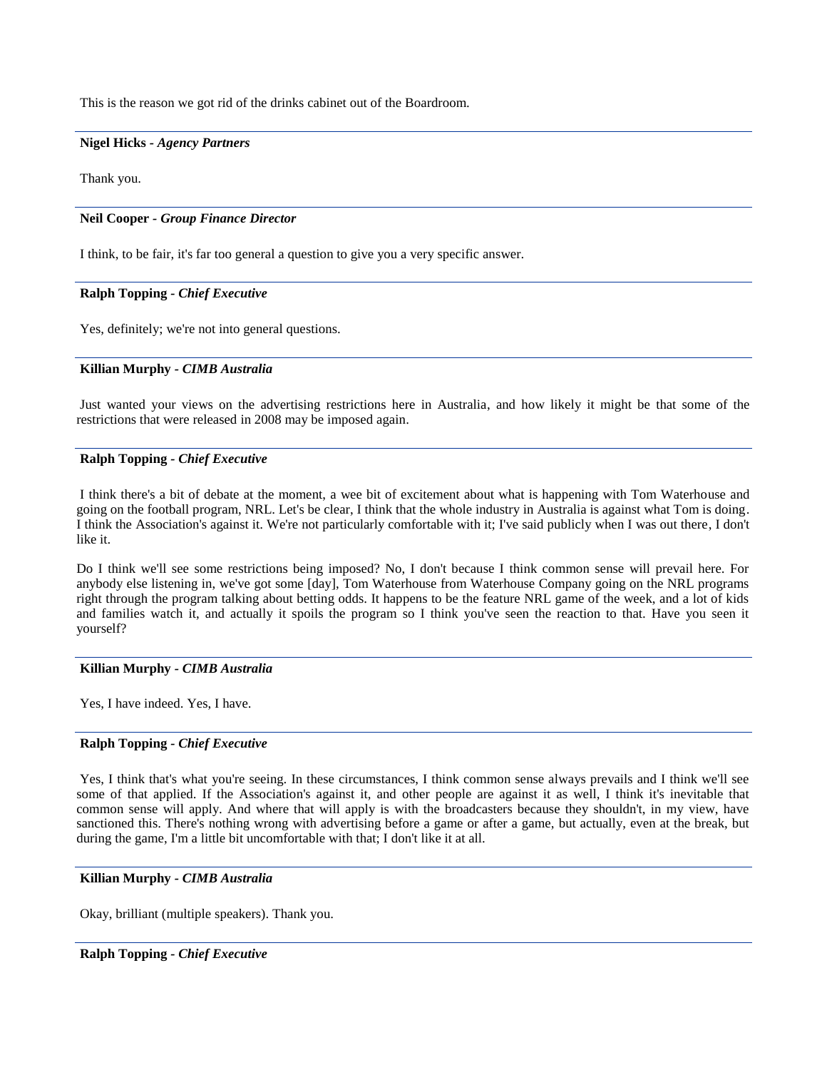This is the reason we got rid of the drinks cabinet out of the Boardroom.

---

**Nigel Hicks** - ***Agency Partners***

Thank you.

---

**Neil Cooper** - ***Group Finance Director***

I think, to be fair, it's far too general a question to give you a very specific answer.

---

**Ralph Topping** - ***Chief Executive***

Yes, definitely; we're not into general questions.

---

**Killian Murphy** - ***CIMB Australia***

Just wanted your views on the advertising restrictions here in Australia, and how likely it might be that some of the restrictions that were released in 2008 may be imposed again.

---

**Ralph Topping** - ***Chief Executive***

I think there's a bit of debate at the moment, a wee bit of excitement about what is happening with Tom Waterhouse and going on the football program, NRL. Let's be clear, I think that the whole industry in Australia is against what Tom is doing. I think the Association's against it. We're not particularly comfortable with it; I've said publicly when I was out there, I don't like it.

Do I think we'll see some restrictions being imposed? No, I don't because I think common sense will prevail here. For anybody else listening in, we've got some [day], Tom Waterhouse from Waterhouse Company going on the NRL programs right through the program talking about betting odds. It happens to be the feature NRL game of the week, and a lot of kids and families watch it, and actually it spoils the program so I think you've seen the reaction to that. Have you seen it yourself?

---

**Killian Murphy** - ***CIMB Australia***

Yes, I have indeed. Yes, I have.

---

**Ralph Topping** - ***Chief Executive***

Yes, I think that's what you're seeing. In these circumstances, I think common sense always prevails and I think we'll see some of that applied. If the Association's against it, and other people are against it as well, I think it's inevitable that common sense will apply. And where that will apply is with the broadcasters because they shouldn't, in my view, have sanctioned this. There's nothing wrong with advertising before a game or after a game, but actually, even at the break, but during the game, I'm a little bit uncomfortable with that; I don't like it at all.

---

**Killian Murphy** - ***CIMB Australia***

Okay, brilliant (multiple speakers). Thank you.

---

**Ralph Topping** - ***Chief Executive***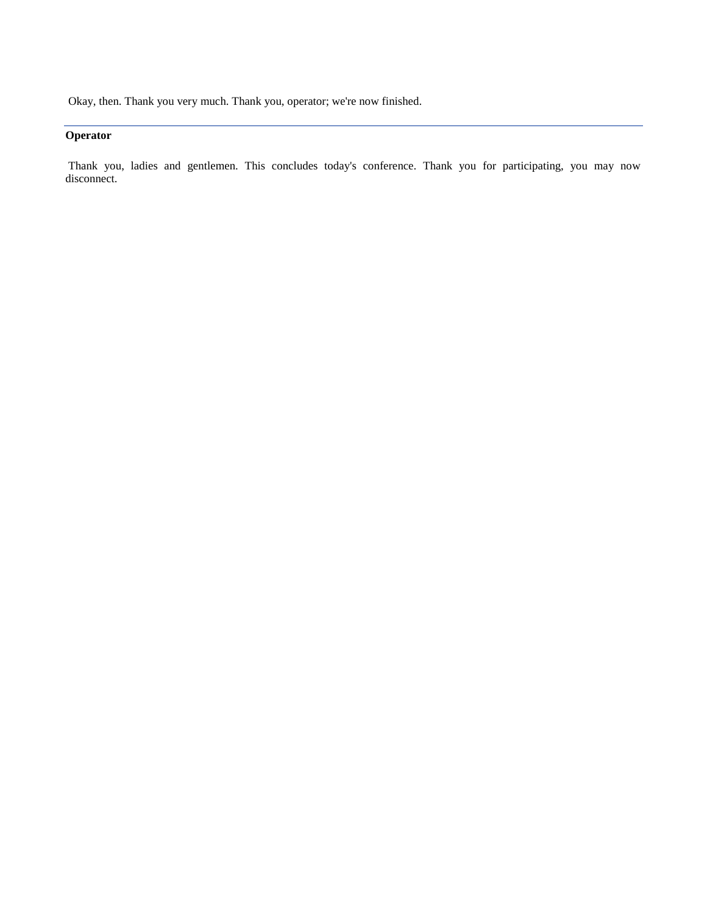Okay, then. Thank you very much. Thank you, operator; we're now finished.

---

**Operator**

Thank you, ladies and gentlemen. This concludes today's conference. Thank you for participating, you may now disconnect.